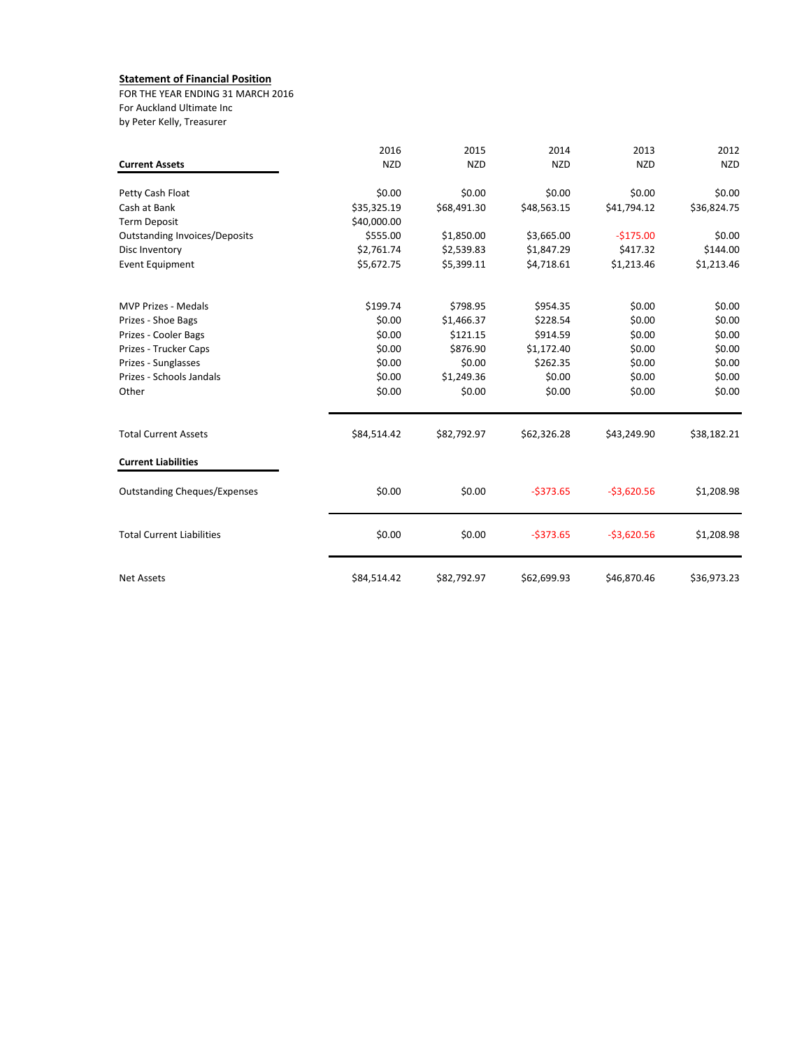**Statement of Financial Position**

FOR THE YEAR ENDING 31 MARCH 2016
For Auckland Ultimate Inc
by Peter Kelly, Treasurer

| | 2016 | 2015 | 2014 | 2013 | 2012 |
|---|---|---|---|---|---|
| **Current Assets** | NZD | NZD | NZD | NZD | NZD |
| Petty Cash Float | $0.00 | $0.00 | $0.00 | $0.00 | $0.00 |
| Cash at Bank | $35,325.19 | $68,491.30 | $48,563.15 | $41,794.12 | $36,824.75 |
| Term Deposit | $40,000.00 | | | | |
| Outstanding Invoices/Deposits | $555.00 | $1,850.00 | $3,665.00 | -$175.00 | $0.00 |
| Disc Inventory | $2,761.74 | $2,539.83 | $1,847.29 | $417.32 | $144.00 |
| Event Equipment | $5,672.75 | $5,399.11 | $4,718.61 | $1,213.46 | $1,213.46 |
| MVP Prizes - Medals | $199.74 | $798.95 | $954.35 | $0.00 | $0.00 |
| Prizes - Shoe Bags | $0.00 | $1,466.37 | $228.54 | $0.00 | $0.00 |
| Prizes - Cooler Bags | $0.00 | $121.15 | $914.59 | $0.00 | $0.00 |
| Prizes - Trucker Caps | $0.00 | $876.90 | $1,172.40 | $0.00 | $0.00 |
| Prizes - Sunglasses | $0.00 | $0.00 | $262.35 | $0.00 | $0.00 |
| Prizes - Schools Jandals | $0.00 | $1,249.36 | $0.00 | $0.00 | $0.00 |
| Other | $0.00 | $0.00 | $0.00 | $0.00 | $0.00 |
| Total Current Assets | $84,514.42 | $82,792.97 | $62,326.28 | $43,249.90 | $38,182.21 |
| **Current Liabilities** | | | | | |
| Outstanding Cheques/Expenses | $0.00 | $0.00 | -$373.65 | -$3,620.56 | $1,208.98 |
| Total Current Liabilities | $0.00 | $0.00 | -$373.65 | -$3,620.56 | $1,208.98 |
| Net Assets | $84,514.42 | $82,792.97 | $62,699.93 | $46,870.46 | $36,973.23 |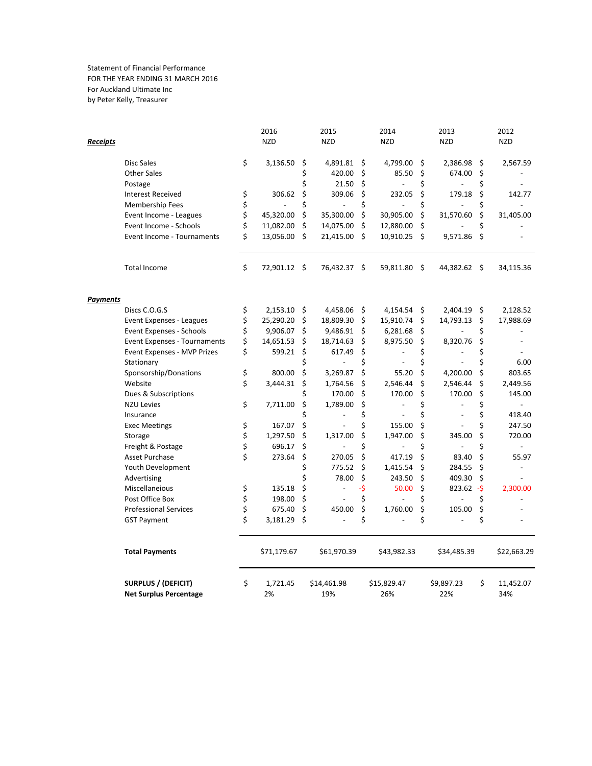Statement of Financial Performance
FOR THE YEAR ENDING 31 MARCH 2016
For Auckland Ultimate Inc
by Peter Kelly, Treasurer

| ***Receipts*** | | 2016 NZD | 2015 NZD | 2014 NZD | 2013 NZD | 2012 NZD |
|---|---|---|---|---|---|---|
| | Disc Sales | $ 3,136.50 | $ 4,891.81 | $ 4,799.00 | $ 2,386.98 | $ 2,567.59 |
| | Other Sales | | $ 420.00 | $ 85.50 | $ 674.00 | $ - |
| | Postage | | $ 21.50 | $ - | $ - | $ - |
| | Interest Received | $ 306.62 | $ 309.06 | $ 232.05 | $ 179.18 | $ 142.77 |
| | Membership Fees | $ - | $ - | $ - | $ - | $ - |
| | Event Income - Leagues | $ 45,320.00 | $ 35,300.00 | $ 30,905.00 | $ 31,570.60 | $ 31,405.00 |
| | Event Income - Schools | $ 11,082.00 | $ 14,075.00 | $ 12,880.00 | $ - | $ - |
| | Event Income - Tournaments | $ 13,056.00 | $ 21,415.00 | $ 10,910.25 | $ 9,571.86 | $ - |
| | Total Income | $ 72,901.12 | $ 76,432.37 | $ 59,811.80 | $ 44,382.62 | $ 34,115.36 |
| ***Payments*** | | | | | | |
| | Discs C.O.G.S | $ 2,153.10 | $ 4,458.06 | $ 4,154.54 | $ 2,404.19 | $ 2,128.52 |
| | Event Expenses - Leagues | $ 25,290.20 | $ 18,809.30 | $ 15,910.74 | $ 14,793.13 | $ 17,988.69 |
| | Event Expenses - Schools | $ 9,906.07 | $ 9,486.91 | $ 6,281.68 | $ - | $ - |
| | Event Expenses - Tournaments | $ 14,651.53 | $ 18,714.63 | $ 8,975.50 | $ 8,320.76 | $ - |
| | Event Expenses - MVP Prizes | $ 599.21 | $ 617.49 | $ - | $ - | $ - |
| | Stationary | | $ - | $ - | $ - | $ 6.00 |
| | Sponsorship/Donations | $ 800.00 | $ 3,269.87 | $ 55.20 | $ 4,200.00 | $ 803.65 |
| | Website | $ 3,444.31 | $ 1,764.56 | $ 2,546.44 | $ 2,546.44 | $ 2,449.56 |
| | Dues & Subscriptions | | $ 170.00 | $ 170.00 | $ 170.00 | $ 145.00 |
| | NZU Levies | $ 7,711.00 | $ 1,789.00 | $ - | $ - | $ - |
| | Insurance | | $ - | $ - | $ - | $ 418.40 |
| | Exec Meetings | $ 167.07 | $ - | $ 155.00 | $ - | $ 247.50 |
| | Storage | $ 1,297.50 | $ 1,317.00 | $ 1,947.00 | $ 345.00 | $ 720.00 |
| | Freight & Postage | $ 696.17 | $ - | $ - | $ - | $ - |
| | Asset Purchase | $ 273.64 | $ 270.05 | $ 417.19 | $ 83.40 | $ 55.97 |
| | Youth Development | | $ 775.52 | $ 1,415.54 | $ 284.55 | $ - |
| | Advertising | | $ 78.00 | $ 243.50 | $ 409.30 | $ - |
| | Miscellaneious | $ 135.18 | $ - | -$ 50.00 | $ 823.62 | -$ 2,300.00 |
| | Post Office Box | $ 198.00 | $ - | $ - | $ - | $ - |
| | Professional Services | $ 675.40 | $ 450.00 | $ 1,760.00 | $ 105.00 | $ - |
| | GST Payment | $ 3,181.29 | $ - | $ - | $ - | $ - |
| | **Total Payments** | $71,179.67 | $61,970.39 | $43,982.33 | $34,485.39 | $22,663.29 |
| | **SURPLUS / (DEFICIT)** | $ 1,721.45 | $14,461.98 | $15,829.47 | $9,897.23 | $ 11,452.07 |
| | **Net Surplus Percentage** | 2% | 19% | 26% | 22% | 34% |